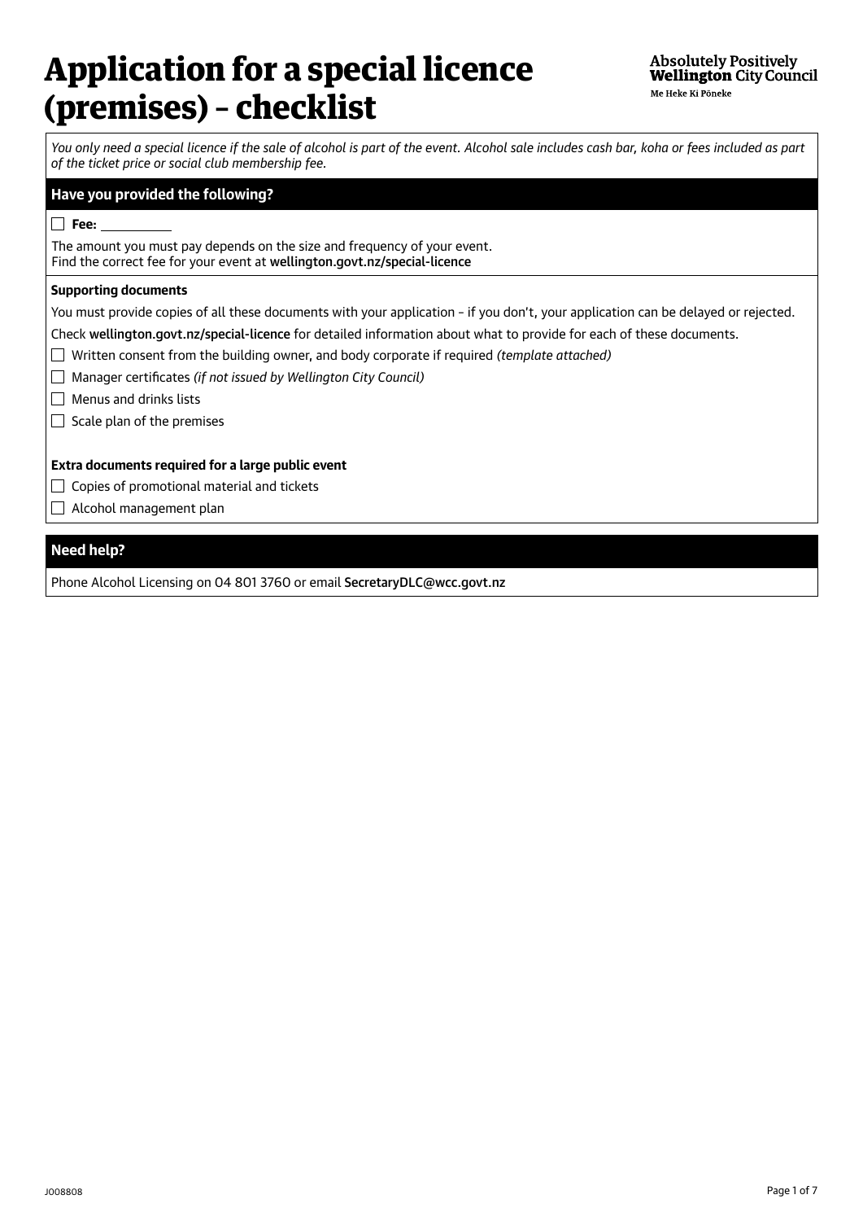# Application for a special licence (premises) – checklist

Absolutely Positively **Wellington** City Council
Me Heke Ki Pōneke

*You only need a special licence if the sale of alcohol is part of the event. Alcohol sale includes cash bar, koha or fees included as part of the ticket price or social club membership fee.*

## Have you provided the following?

- [ ] **Fee:** ___________

The amount you must pay depends on the size and frequency of your event.
Find the correct fee for your event at wellington.govt.nz/special-licence

### Supporting documents

You must provide copies of all these documents with your application – if you don't, your application can be delayed or rejected.

Check wellington.govt.nz/special-licence for detailed information about what to provide for each of these documents.

- [ ] Written consent from the building owner, and body corporate if required *(template attached)*
- [ ] Manager certificates *(if not issued by Wellington City Council)*
- [ ] Menus and drinks lists
- [ ] Scale plan of the premises

### Extra documents required for a large public event

- [ ] Copies of promotional material and tickets
- [ ] Alcohol management plan

## Need help?

Phone Alcohol Licensing on 04 801 3760 or email SecretaryDLC@wcc.govt.nz

J008808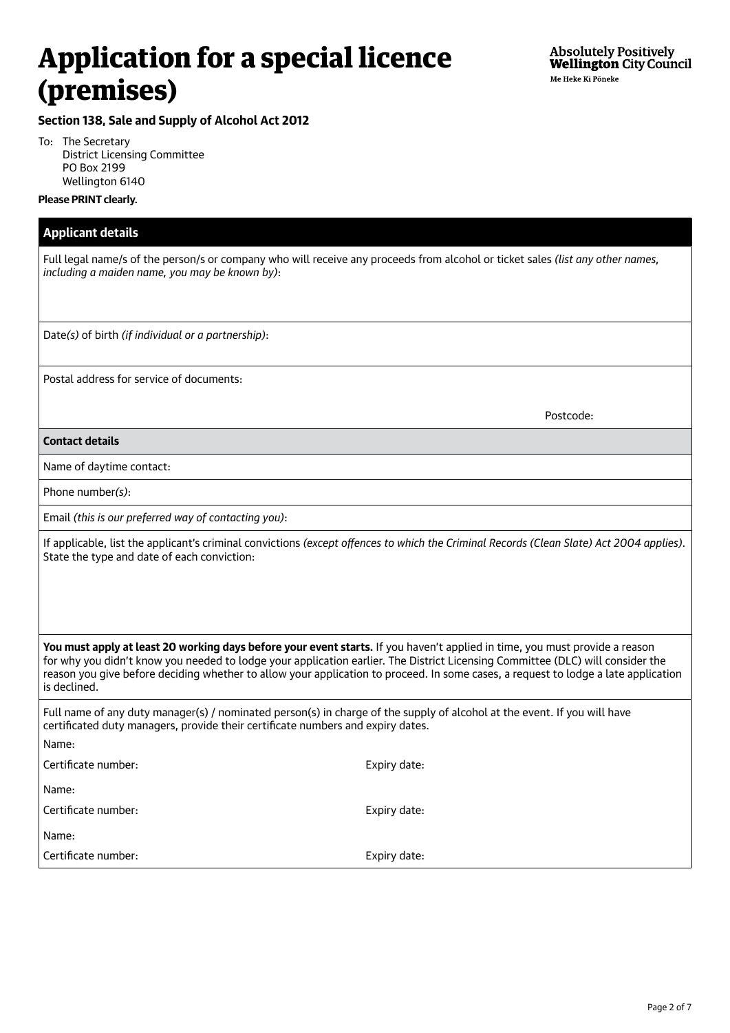# Application for a special licence (premises)

Absolutely Positively **Wellington** City Council
Me Heke Ki Pōneke

**Section 138, Sale and Supply of Alcohol Act 2012**

To: The Secretary
District Licensing Committee
PO Box 2199
Wellington 6140

**Please PRINT clearly.**

## Applicant details

Full legal name/s of the person/s or company who will receive any proceeds from alcohol or ticket sales *(list any other names, including a maiden name, you may be known by)*:

Date*(s)* of birth *(if individual or a partnership)*:

Postal address for service of documents:

Postcode:

### Contact details

Name of daytime contact:

Phone number*(s)*:

Email *(this is our preferred way of contacting you)*:

If applicable, list the applicant's criminal convictions *(except offences to which the Criminal Records (Clean Slate) Act 2004 applies)*. State the type and date of each conviction:

**You must apply at least 20 working days before your event starts.** If you haven't applied in time, you must provide a reason for why you didn't know you needed to lodge your application earlier. The District Licensing Committee (DLC) will consider the reason you give before deciding whether to allow your application to proceed. In some cases, a request to lodge a late application is declined.

Full name of any duty manager(s) / nominated person(s) in charge of the supply of alcohol at the event. If you will have certificated duty managers, provide their certificate numbers and expiry dates.

Name:

Certificate number: Expiry date:

Name:

Certificate number: Expiry date:

Name:

Certificate number: Expiry date: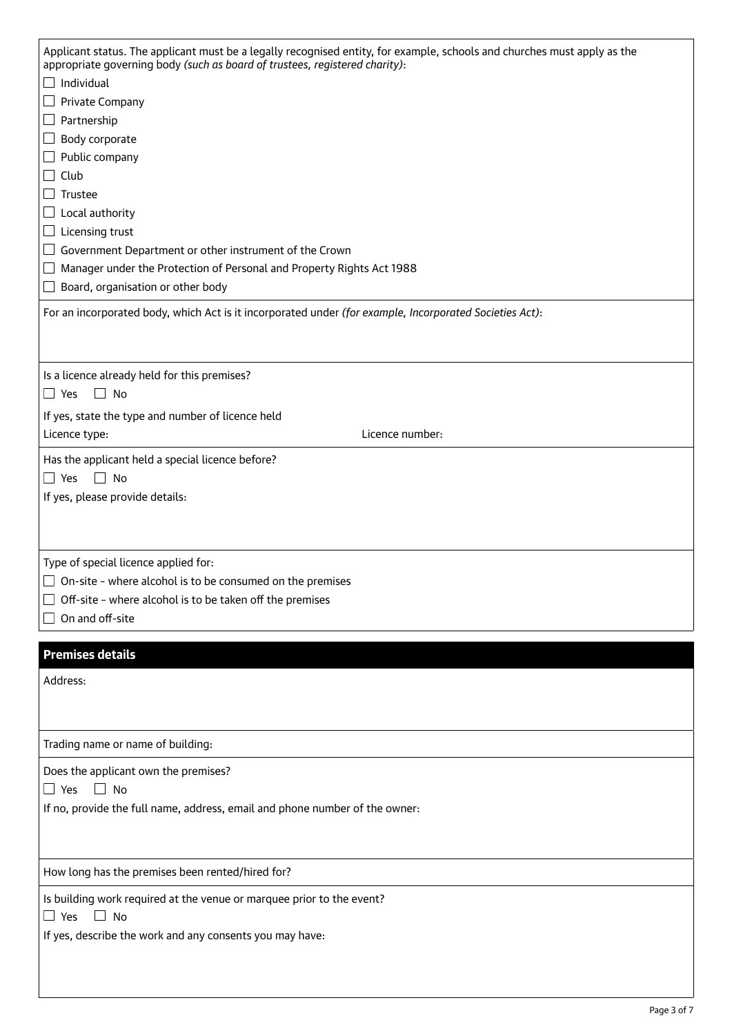Applicant status. The applicant must be a legally recognised entity, for example, schools and churches must apply as the appropriate governing body *(such as board of trustees, registered charity)*:

- ☐ Individual
- ☐ Private Company
- ☐ Partnership
- ☐ Body corporate
- ☐ Public company
- ☐ Club
- ☐ Trustee
- ☐ Local authority
- ☐ Licensing trust
- ☐ Government Department or other instrument of the Crown
- ☐ Manager under the Protection of Personal and Property Rights Act 1988
- ☐ Board, organisation or other body

For an incorporated body, which Act is it incorporated under *(for example, Incorporated Societies Act)*:

Is a licence already held for this premises?

☐ Yes ☐ No

If yes, state the type and number of licence held

Licence type: Licence number:

Has the applicant held a special licence before?

☐ Yes ☐ No

If yes, please provide details:

Type of special licence applied for:

- ☐ On-site – where alcohol is to be consumed on the premises
- ☐ Off-site – where alcohol is to be taken off the premises
- ☐ On and off-site

## Premises details

Address:

Trading name or name of building:

Does the applicant own the premises?

☐ Yes ☐ No

If no, provide the full name, address, email and phone number of the owner:

How long has the premises been rented/hired for?

Is building work required at the venue or marquee prior to the event?

☐ Yes ☐ No

If yes, describe the work and any consents you may have: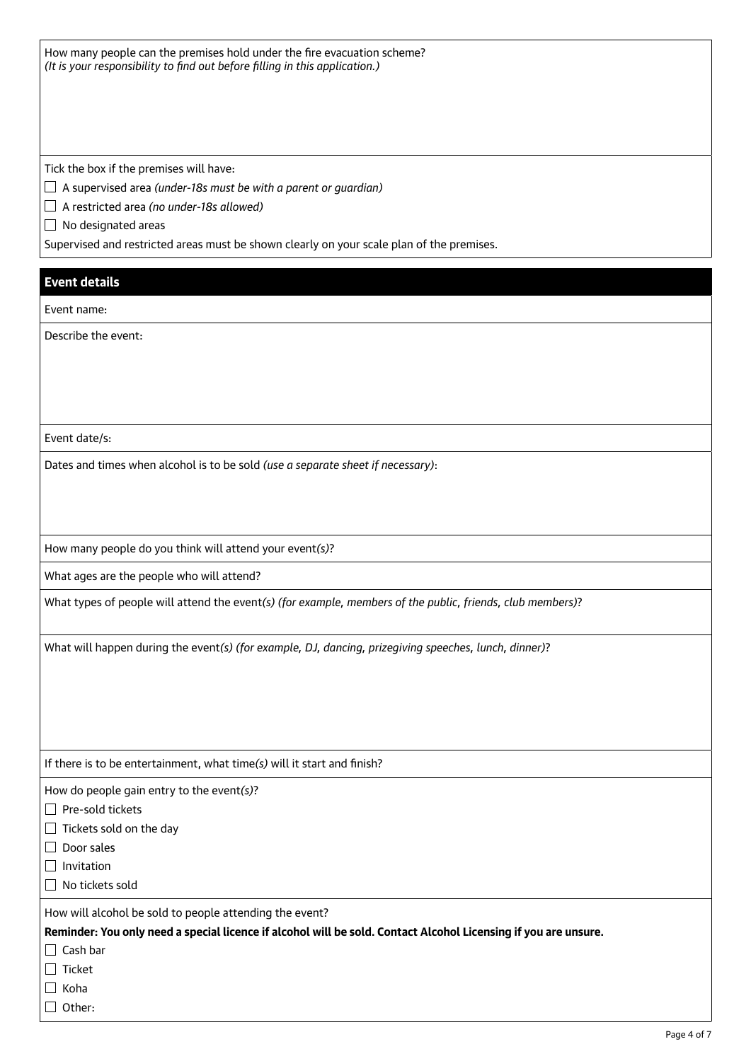How many people can the premises hold under the fire evacuation scheme?
*(It is your responsibility to find out before filling in this application.)*

Tick the box if the premises will have:

- ☐ A supervised area *(under-18s must be with a parent or guardian)*
- ☐ A restricted area *(no under-18s allowed)*
- ☐ No designated areas

Supervised and restricted areas must be shown clearly on your scale plan of the premises.

## Event details

Event name:

Describe the event:

Event date/s:

Dates and times when alcohol is to be sold *(use a separate sheet if necessary)*:

How many people do you think will attend your event*(s)*?

What ages are the people who will attend?

What types of people will attend the event*(s) (for example, members of the public, friends, club members)*?

What will happen during the event*(s) (for example, DJ, dancing, prizegiving speeches, lunch, dinner)*?

If there is to be entertainment, what time*(s)* will it start and finish?

How do people gain entry to the event*(s)*?

- ☐ Pre-sold tickets
- ☐ Tickets sold on the day
- ☐ Door sales
- ☐ Invitation
- ☐ No tickets sold

How will alcohol be sold to people attending the event?

**Reminder: You only need a special licence if alcohol will be sold. Contact Alcohol Licensing if you are unsure.**

- ☐ Cash bar
- ☐ Ticket
- ☐ Koha
- ☐ Other: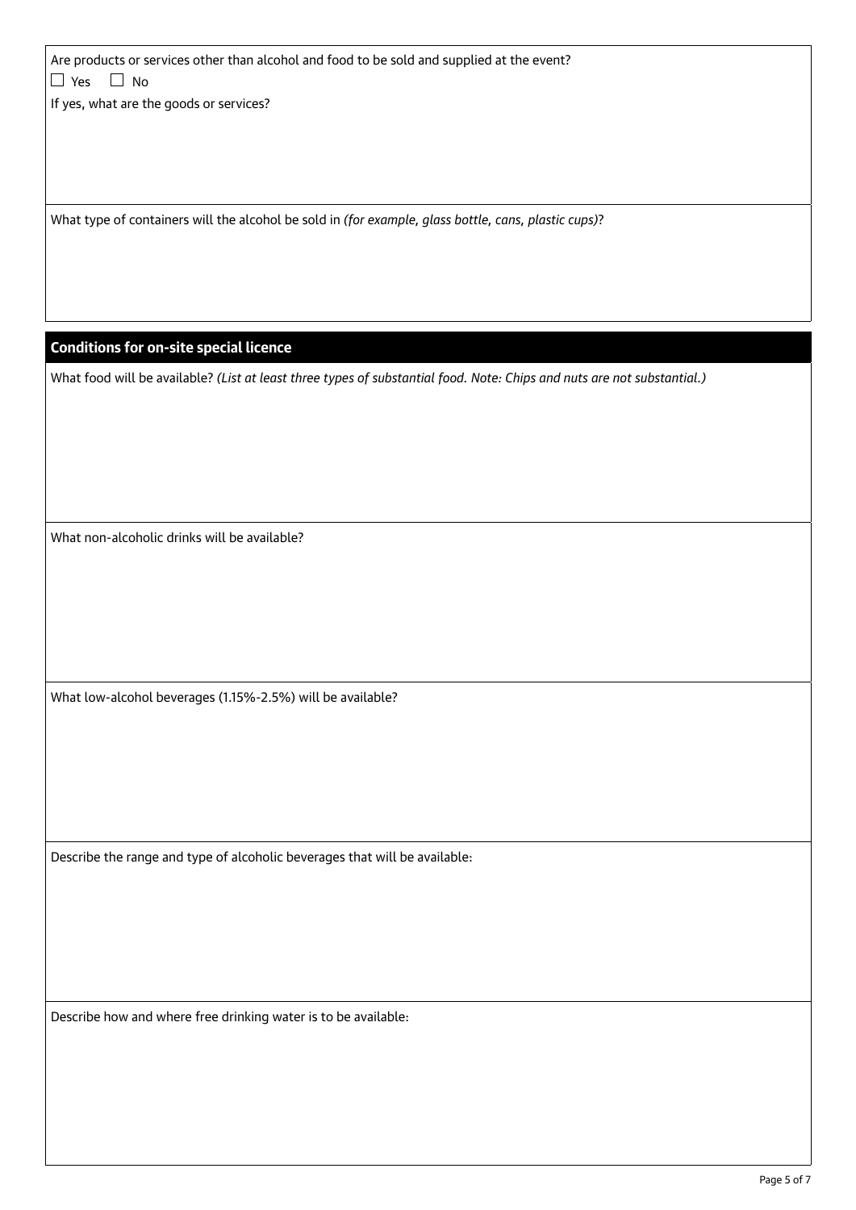Are products or services other than alcohol and food to be sold and supplied at the event?

☐ Yes ☐ No

If yes, what are the goods or services?

What type of containers will the alcohol be sold in *(for example, glass bottle, cans, plastic cups)*?

## Conditions for on-site special licence

What food will be available? *(List at least three types of substantial food. Note: Chips and nuts are not substantial.)*

What non-alcoholic drinks will be available?

What low-alcohol beverages (1.15%-2.5%) will be available?

Describe the range and type of alcoholic beverages that will be available:

Describe how and where free drinking water is to be available: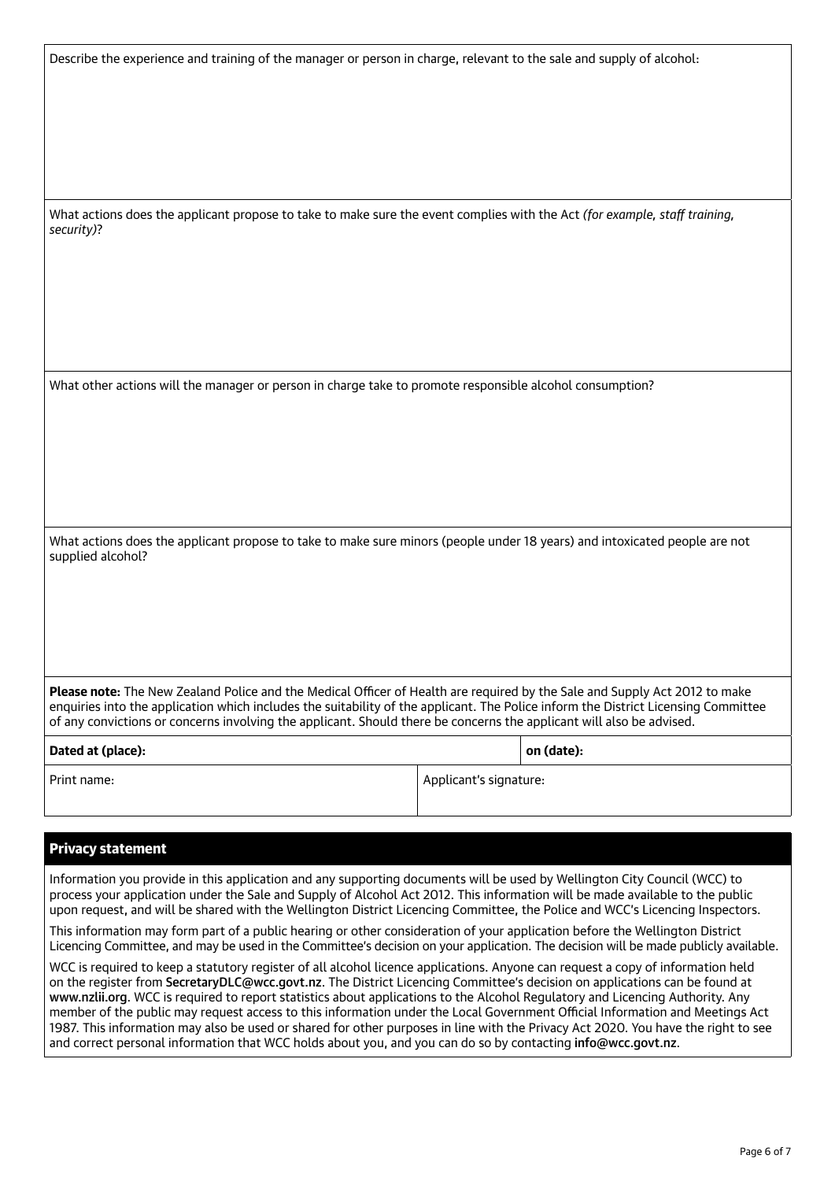Describe the experience and training of the manager or person in charge, relevant to the sale and supply of alcohol:

What actions does the applicant propose to take to make sure the event complies with the Act *(for example, staff training, security)*?

What other actions will the manager or person in charge take to promote responsible alcohol consumption?

What actions does the applicant propose to take to make sure minors (people under 18 years) and intoxicated people are not supplied alcohol?

**Please note:** The New Zealand Police and the Medical Officer of Health are required by the Sale and Supply Act 2012 to make enquiries into the application which includes the suitability of the applicant. The Police inform the District Licensing Committee of any convictions or concerns involving the applicant. Should there be concerns the applicant will also be advised.

| **Dated at (place):** | | **on (date):** |
|---|---|---|
| Print name: | Applicant's signature: | |

## Privacy statement

Information you provide in this application and any supporting documents will be used by Wellington City Council (WCC) to process your application under the Sale and Supply of Alcohol Act 2012. This information will be made available to the public upon request, and will be shared with the Wellington District Licencing Committee, the Police and WCC's Licencing Inspectors.

This information may form part of a public hearing or other consideration of your application before the Wellington District Licencing Committee, and may be used in the Committee's decision on your application. The decision will be made publicly available.

WCC is required to keep a statutory register of all alcohol licence applications. Anyone can request a copy of information held on the register from **SecretaryDLC@wcc.govt.nz**. The District Licencing Committee's decision on applications can be found at **www.nzlii.org**. WCC is required to report statistics about applications to the Alcohol Regulatory and Licencing Authority. Any member of the public may request access to this information under the Local Government Official Information and Meetings Act 1987. This information may also be used or shared for other purposes in line with the Privacy Act 2020. You have the right to see and correct personal information that WCC holds about you, and you can do so by contacting **info@wcc.govt.nz**.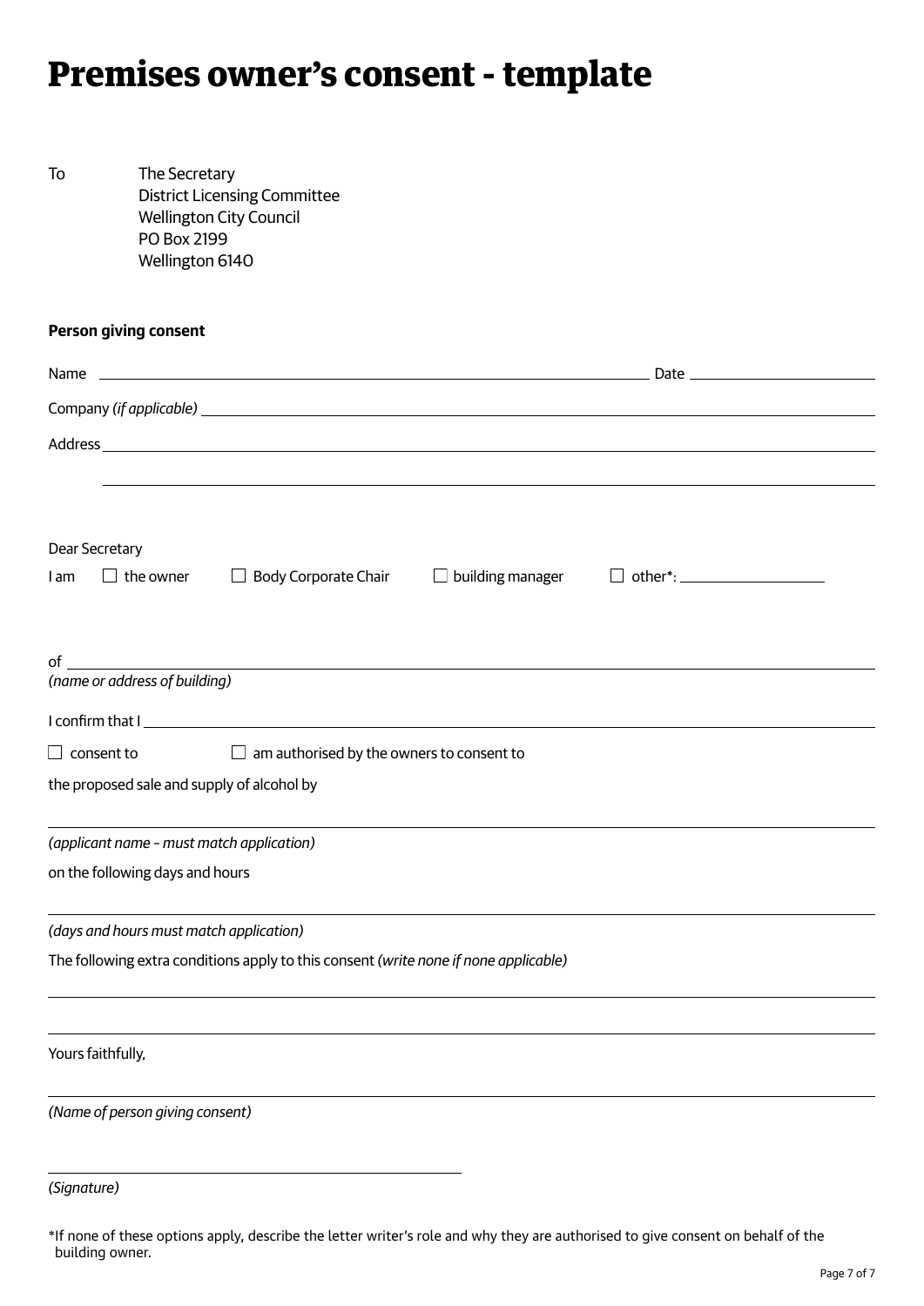# Premises owner's consent - template

To
The Secretary
District Licensing Committee
Wellington City Council
PO Box 2199
Wellington 6140

**Person giving consent**

Name ______________________________ Date ______________

Company *(if applicable)* ______________________________

Address ______________________________

______________________________

Dear Secretary

I am ☐ the owner ☐ Body Corporate Chair ☐ building manager ☐ other*: ______________

of ______________________________

*(name or address of building)*

I confirm that I ______________________________

☐ consent to ☐ am authorised by the owners to consent to

the proposed sale and supply of alcohol by

______________________________

*(applicant name – must match application)*

on the following days and hours

______________________________

*(days and hours must match application)*

The following extra conditions apply to this consent *(write none if none applicable)*

______________________________

______________________________

Yours faithfully,

______________________________

*(Name of person giving consent)*

______________________________

*(Signature)*

*If none of these options apply, describe the letter writer's role and why they are authorised to give consent on behalf of the building owner.